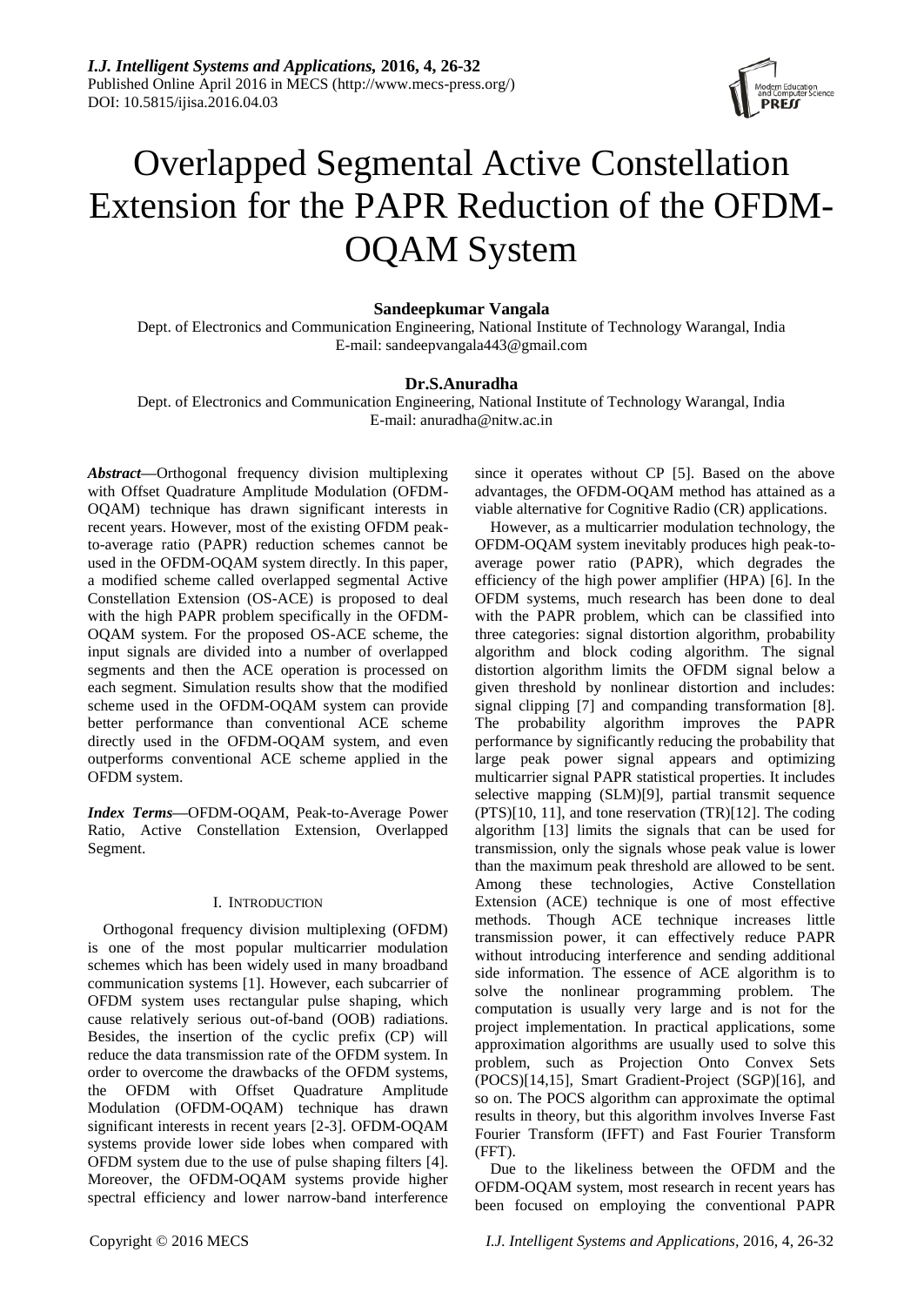# Overlapped Segmental Active Constellation Extension for the PAPR Reduction of the OFDM-OQAM System

**Sandeepkumar Vangala**

Dept. of Electronics and Communication Engineering, National Institute of Technology Warangal, India
E-mail: sandeepvangala443@gmail.com

**Dr.S.Anuradha**

Dept. of Electronics and Communication Engineering, National Institute of Technology Warangal, India
E-mail: anuradha@nitw.ac.in

***Abstract*—**Orthogonal frequency division multiplexing with Offset Quadrature Amplitude Modulation (OFDM-OQAM) technique has drawn significant interests in recent years. However, most of the existing OFDM peak-to-average ratio (PAPR) reduction schemes cannot be used in the OFDM-OQAM system directly. In this paper, a modified scheme called overlapped segmental Active Constellation Extension (OS-ACE) is proposed to deal with the high PAPR problem specifically in the OFDM-OQAM system. For the proposed OS-ACE scheme, the input signals are divided into a number of overlapped segments and then the ACE operation is processed on each segment. Simulation results show that the modified scheme used in the OFDM-OQAM system can provide better performance than conventional ACE scheme directly used in the OFDM-OQAM system, and even outperforms conventional ACE scheme applied in the OFDM system.

***Index Terms*—**OFDM-OQAM, Peak-to-Average Power Ratio, Active Constellation Extension, Overlapped Segment.

## I. Introduction

Orthogonal frequency division multiplexing (OFDM) is one of the most popular multicarrier modulation schemes which has been widely used in many broadband communication systems [1]. However, each subcarrier of OFDM system uses rectangular pulse shaping, which cause relatively serious out-of-band (OOB) radiations. Besides, the insertion of the cyclic prefix (CP) will reduce the data transmission rate of the OFDM system. In order to overcome the drawbacks of the OFDM systems, the OFDM with Offset Quadrature Amplitude Modulation (OFDM-OQAM) technique has drawn significant interests in recent years [2-3]. OFDM-OQAM systems provide lower side lobes when compared with OFDM system due to the use of pulse shaping filters [4]. Moreover, the OFDM-OQAM systems provide higher spectral efficiency and lower narrow-band interference since it operates without CP [5]. Based on the above advantages, the OFDM-OQAM method has attained as a viable alternative for Cognitive Radio (CR) applications.

However, as a multicarrier modulation technology, the OFDM-OQAM system inevitably produces high peak-to-average power ratio (PAPR), which degrades the efficiency of the high power amplifier (HPA) [6]. In the OFDM systems, much research has been done to deal with the PAPR problem, which can be classified into three categories: signal distortion algorithm, probability algorithm and block coding algorithm. The signal distortion algorithm limits the OFDM signal below a given threshold by nonlinear distortion and includes: signal clipping [7] and companding transformation [8]. The probability algorithm improves the PAPR performance by significantly reducing the probability that large peak power signal appears and optimizing multicarrier signal PAPR statistical properties. It includes selective mapping (SLM)[9], partial transmit sequence (PTS)[10, 11], and tone reservation (TR)[12]. The coding algorithm [13] limits the signals that can be used for transmission, only the signals whose peak value is lower than the maximum peak threshold are allowed to be sent. Among these technologies, Active Constellation Extension (ACE) technique is one of most effective methods. Though ACE technique increases little transmission power, it can effectively reduce PAPR without introducing interference and sending additional side information. The essence of ACE algorithm is to solve the nonlinear programming problem. The computation is usually very large and is not for the project implementation. In practical applications, some approximation algorithms are usually used to solve this problem, such as Projection Onto Convex Sets (POCS)[14,15], Smart Gradient-Project (SGP)[16], and so on. The POCS algorithm can approximate the optimal results in theory, but this algorithm involves Inverse Fast Fourier Transform (IFFT) and Fast Fourier Transform (FFT).

Due to the likeliness between the OFDM and the OFDM-OQAM system, most research in recent years has been focused on employing the conventional PAPR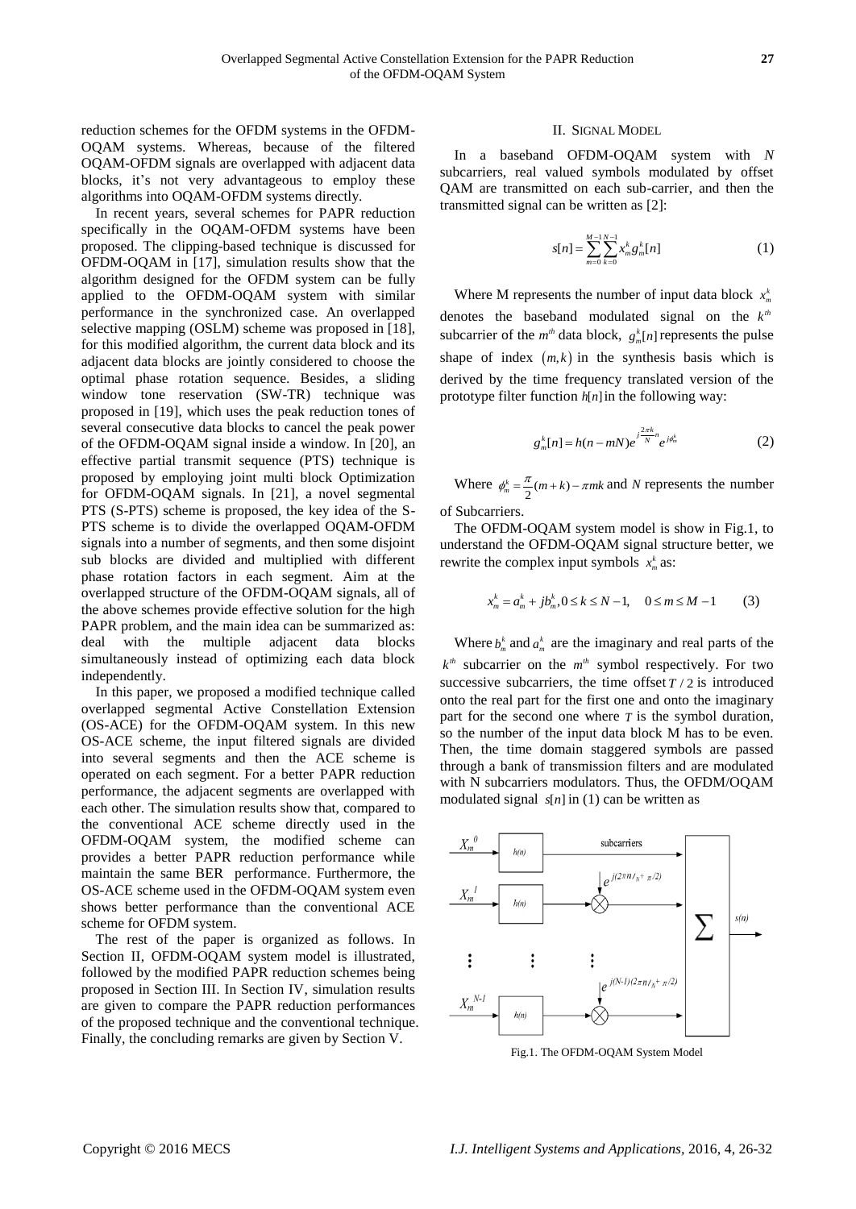reduction schemes for the OFDM systems in the OFDM-OQAM systems. Whereas, because of the filtered OQAM-OFDM signals are overlapped with adjacent data blocks, it's not very advantageous to employ these algorithms into OQAM-OFDM systems directly.

In recent years, several schemes for PAPR reduction specifically in the OQAM-OFDM systems have been proposed. The clipping-based technique is discussed for OFDM-OQAM in [17], simulation results show that the algorithm designed for the OFDM system can be fully applied to the OFDM-OQAM system with similar performance in the synchronized case. An overlapped selective mapping (OSLM) scheme was proposed in [18], for this modified algorithm, the current data block and its adjacent data blocks are jointly considered to choose the optimal phase rotation sequence. Besides, a sliding window tone reservation (SW-TR) technique was proposed in [19], which uses the peak reduction tones of several consecutive data blocks to cancel the peak power of the OFDM-OQAM signal inside a window. In [20], an effective partial transmit sequence (PTS) technique is proposed by employing joint multi block Optimization for OFDM-OQAM signals. In [21], a novel segmental PTS (S-PTS) scheme is proposed, the key idea of the S-PTS scheme is to divide the overlapped OQAM-OFDM signals into a number of segments, and then some disjoint sub blocks are divided and multiplied with different phase rotation factors in each segment. Aim at the overlapped structure of the OFDM-OQAM signals, all of the above schemes provide effective solution for the high PAPR problem, and the main idea can be summarized as: deal with the multiple adjacent data blocks simultaneously instead of optimizing each data block independently.

In this paper, we proposed a modified technique called overlapped segmental Active Constellation Extension (OS-ACE) for the OFDM-OQAM system. In this new OS-ACE scheme, the input filtered signals are divided into several segments and then the ACE scheme is operated on each segment. For a better PAPR reduction performance, the adjacent segments are overlapped with each other. The simulation results show that, compared to the conventional ACE scheme directly used in the OFDM-OQAM system, the modified scheme can provides a better PAPR reduction performance while maintain the same BER performance. Furthermore, the OS-ACE scheme used in the OFDM-OQAM system even shows better performance than the conventional ACE scheme for OFDM system.

The rest of the paper is organized as follows. In Section II, OFDM-OQAM system model is illustrated, followed by the modified PAPR reduction schemes being proposed in Section III. In Section IV, simulation results are given to compare the PAPR reduction performances of the proposed technique and the conventional technique. Finally, the concluding remarks are given by Section V.

## II. Signal Model

In a baseband OFDM-OQAM system with $N$ subcarriers, real valued symbols modulated by offset QAM are transmitted on each sub-carrier, and then the transmitted signal can be written as [2]:

$$s[n] = \sum_{m=0}^{M-1}\sum_{k=0}^{N-1} x_m^k g_m^k[n] \tag{1}$$

Where M represents the number of input data block $x_m^k$ denotes the baseband modulated signal on the $k^{th}$ subcarrier of the $m^{th}$ data block, $g_m^k[n]$ represents the pulse shape of index $(m,k)$ in the synthesis basis which is derived by the time frequency translated version of the prototype filter function $h[n]$ in the following way:

$$g_m^k[n] = h(n-mN)e^{j\frac{2\pi k}{N}n}e^{j\phi_m^k} \tag{2}$$

Where $\phi_m^k = \frac{\pi}{2}(m+k) - \pi mk$ and $N$ represents the number of Subcarriers.

The OFDM-OQAM system model is show in Fig.1, to understand the OFDM-OQAM signal structure better, we rewrite the complex input symbols $x_m^k$ as:

$$x_m^k = a_m^k + jb_m^k, 0 \le k \le N-1, \quad 0 \le m \le M-1 \tag{3}$$

Where $b_m^k$ and $a_m^k$ are the imaginary and real parts of the $k^{th}$ subcarrier on the $m^{th}$ symbol respectively. For two successive subcarriers, the time offset $T/2$ is introduced onto the real part for the first one and onto the imaginary part for the second one where $T$ is the symbol duration, so the number of the input data block M has to be even. Then, the time domain staggered symbols are passed through a bank of transmission filters and are modulated with N subcarriers modulators. Thus, the OFDM/OQAM modulated signal $s[n]$ in (1) can be written as

Fig.1. The OFDM-OQAM System Model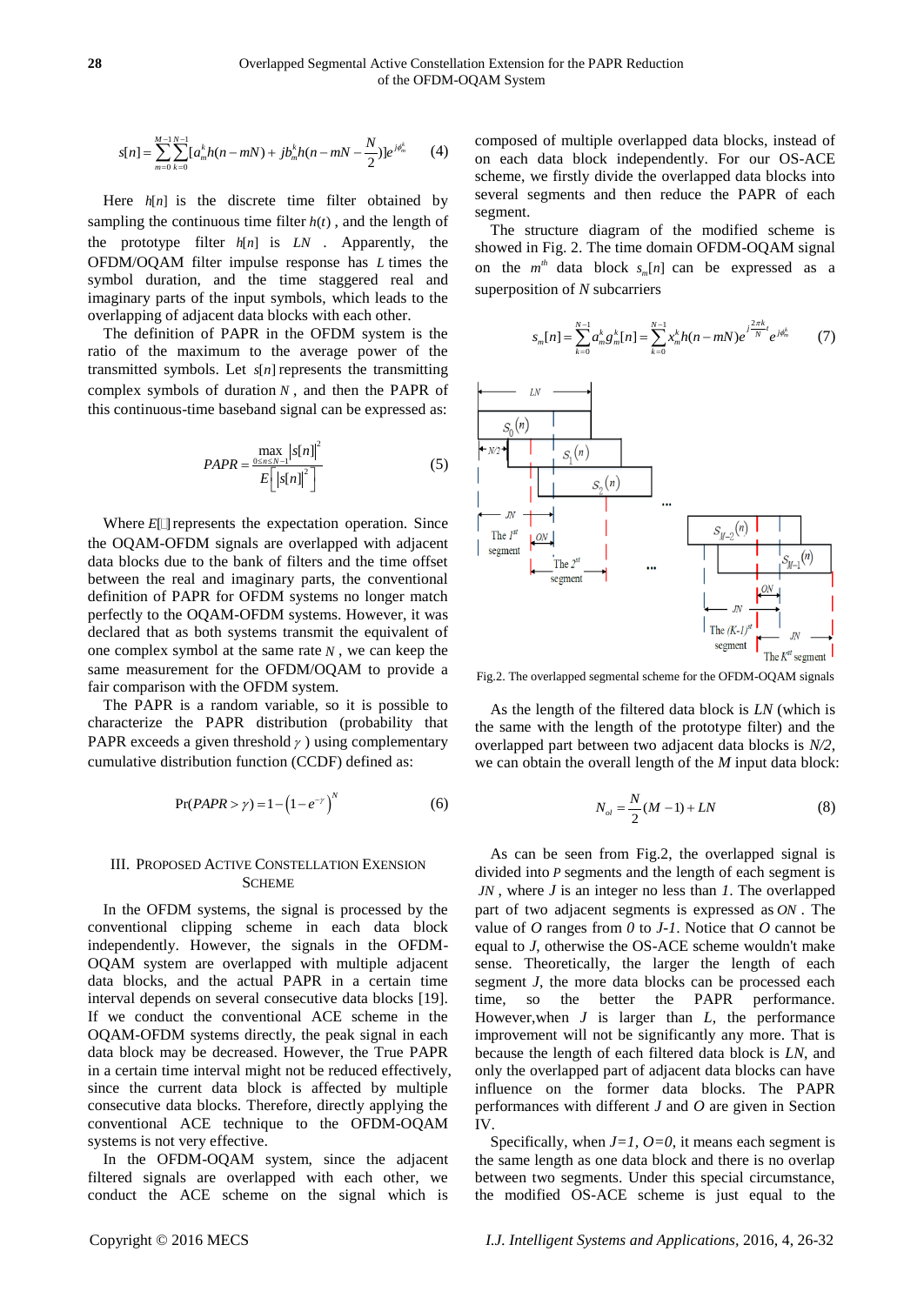$$s[n]=\sum_{m=0}^{M-1}\sum_{k=0}^{N-1}[a_m^k h(n-mN)+jb_m^k h(n-mN-\frac{N}{2})]e^{j\phi_m^k} \quad (4)$$

Here $h[n]$ is the discrete time filter obtained by sampling the continuous time filter $h(t)$, and the length of the prototype filter $h[n]$ is $LN$. Apparently, the OFDM/OQAM filter impulse response has $L$ times the symbol duration, and the time staggered real and imaginary parts of the input symbols, which leads to the overlapping of adjacent data blocks with each other.

The definition of PAPR in the OFDM system is the ratio of the maximum to the average power of the transmitted symbols. Let $s[n]$ represents the transmitting complex symbols of duration $N$, and then the PAPR of this continuous-time baseband signal can be expressed as:

$$PAPR=\frac{\max_{0\le n\le N-1}|s[n]|^2}{E\left[|s[n]|^2\right]} \quad (5)$$

Where $E[\cdot]$ represents the expectation operation. Since the OQAM-OFDM signals are overlapped with adjacent data blocks due to the bank of filters and the time offset between the real and imaginary parts, the conventional definition of PAPR for OFDM systems no longer match perfectly to the OQAM-OFDM system. However, it was declared that as both systems transmit the equivalent of one complex symbol at the same rate $N$, we can keep the same measurement for the OFDM/OQAM to provide a fair comparison with the OFDM system.

The PAPR is a random variable, so it is possible to characterize the PAPR distribution (probability that PAPR exceeds a given threshold $\gamma$) using complementary cumulative distribution function (CCDF) defined as:

$$\Pr(PAPR>\gamma)=1-\left(1-e^{-\gamma}\right)^N \quad (6)$$

## III. Proposed Active Constellation Exension Scheme

In the OFDM systems, the signal is processed by the conventional clipping scheme in each data block independently. However, the signals in the OFDM-OQAM system are overlapped with multiple adjacent data blocks, and the actual PAPR in a certain time interval depends on several consecutive data blocks [19]. If we conduct the conventional ACE scheme in the OQAM-OFDM systems directly, the peak signal in each data block may be decreased. However, the True PAPR in a certain time interval might not be reduced effectively, since the current data block is affected by multiple consecutive data blocks. Therefore, directly applying the conventional ACE technique to the OFDM-OQAM systems is not very effective.

In the OFDM-OQAM system, since the adjacent filtered signals are overlapped with each other, we conduct the ACE scheme on the signal which is composed of multiple overlapped data blocks, instead of on each data block independently. For our OS-ACE scheme, we firstly divide the overlapped data blocks into several segments and then reduce the PAPR of each segment.

The structure diagram of the modified scheme is showed in Fig. 2. The time domain OFDM-OQAM signal on the $m^{th}$ data block $s_m[n]$ can be expressed as a superposition of $N$ subcarriers

$$s_m[n]=\sum_{k=0}^{N-1}a_m^k g_m^k[n]=\sum_{k=0}^{N-1}x_m^k h(n-mN)e^{j\frac{2\pi k}{N}t}e^{j\phi_m^k} \quad (7)$$

LN
$S_0(n)$
N/2
$S_1(n)$
$S_2(n)$
JN
The $1^{st}$ segment
ON
The $2^{st}$ segment
$S_{M-2}(n)$
$S_{M-1}(n)$
ON
JN
The $(K-1)^{st}$ segment
JN
The $K^{st}$ segment

Fig.2. The overlapped segmental scheme for the OFDM-OQAM signals

As the length of the filtered data block is $LN$ (which is the same with the length of the prototype filter) and the overlapped part between two adjacent data blocks is $N/2$, we can obtain the overall length of the $M$ input data block:

$$N_{al}=\frac{N}{2}(M-1)+LN \quad (8)$$

As can be seen from Fig.2, the overlapped signal is divided into $P$ segments and the length of each segment is $JN$, where $J$ is an integer no less than $1$. The overlapped part of two adjacent segments is expressed as $ON$. The value of $O$ ranges from $0$ to $J$-$1$. Notice that $O$ cannot be equal to $J$, otherwise the OS-ACE scheme wouldn't make sense. Theoretically, the larger the length of each segment $J$, the more data blocks can be processed each time, so the better the PAPR performance. However,when $J$ is larger than $L$, the performance improvement will not be significantly any more. That is because the length of each filtered data block is $LN$, and only the overlapped part of adjacent data blocks can have influence on the former data blocks. The PAPR performances with different $J$ and $O$ are given in Section IV.

Specifically, when $J=1$, $O=0$, it means each segment is the same length as one data block and there is no overlap between two segments. Under this special circumstance, the modified OS-ACE scheme is just equal to the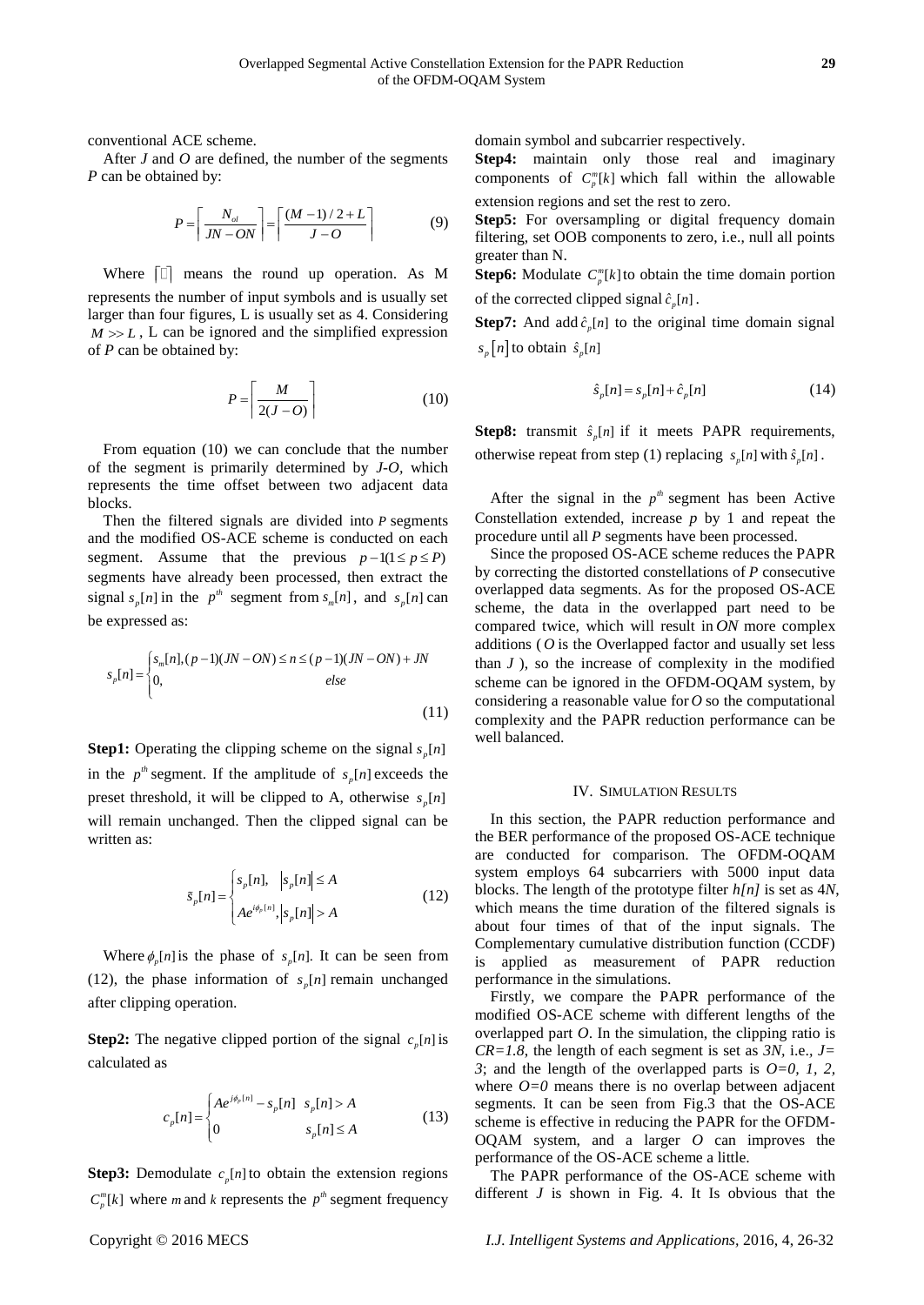conventional ACE scheme.

After $J$ and $O$ are defined, the number of the segments $P$ can be obtained by:

$$P = \left\lceil \frac{N_{ol}}{JN - ON} \right\rceil = \left\lceil \frac{(M-1)/2 + L}{J - O} \right\rceil \tag{9}$$

Where $\lceil \cdot \rceil$ means the round up operation. As M represents the number of input symbols and is usually set larger than four figures, L is usually set as 4. Considering $M \gg L$, L can be ignored and the simplified expression of $P$ can be obtained by:

$$P = \left\lceil \frac{M}{2(J - O)} \right\rceil \tag{10}$$

From equation (10) we can conclude that the number of the segment is primarily determined by $J$-$O$, which represents the time offset between two adjacent data blocks.

Then the filtered signals are divided into $P$ segments and the modified OS-ACE scheme is conducted on each segment. Assume that the previous $p-1(1 \le p \le P)$ segments have already been processed, then extract the signal $s_p[n]$ in the $p^{th}$ segment from $s_m[n]$, and $s_p[n]$ can be expressed as:

$$s_p[n] = \begin{cases} s_m[n], (p-1)(JN-ON) \le n \le (p-1)(JN-ON) + JN \\ 0, \qquad\qquad\qquad\qquad\qquad else \end{cases} \tag{11}$$

**Step1:** Operating the clipping scheme on the signal $s_p[n]$ in the $p^{th}$ segment. If the amplitude of $s_p[n]$ exceeds the preset threshold, it will be clipped to A, otherwise $s_p[n]$ will remain unchanged. Then the clipped signal can be written as:

$$\tilde{s}_p[n] = \begin{cases} s_p[n], & |s_p[n]| \le A \\ Ae^{i\phi_p[n]}, & |s_p[n]| > A \end{cases} \tag{12}$$

Where $\phi_p[n]$ is the phase of $s_p[n]$. It can be seen from (12), the phase information of $s_p[n]$ remain unchanged after clipping operation.

**Step2:** The negative clipped portion of the signal $c_p[n]$ is calculated as

$$c_p[n] = \begin{cases} Ae^{j\phi_p[n]} - s_p[n] & s_p[n] > A \\ 0 & s_p[n] \le A \end{cases} \tag{13}$$

**Step3:** Demodulate $c_p[n]$ to obtain the extension regions $C_p^m[k]$ where $m$ and $k$ represents the $p^{th}$ segment frequency domain symbol and subcarrier respectively.

**Step4:** maintain only those real and imaginary components of $C_p^m[k]$ which fall within the allowable extension regions and set the rest to zero.

**Step5:** For oversampling or digital frequency domain filtering, set OOB components to zero, i.e., null all points greater than N.

**Step6:** Modulate $C_p^m[k]$ to obtain the time domain portion of the corrected clipped signal $\hat{c}_p[n]$.

**Step7:** And add $\hat{c}_p[n]$ to the original time domain signal $s_p[n]$ to obtain $\hat{s}_p[n]$

$$\hat{s}_p[n] = s_p[n] + \hat{c}_p[n] \tag{14}$$

**Step8:** transmit $\hat{s}_p[n]$ if it meets PAPR requirements, otherwise repeat from step (1) replacing $s_p[n]$ with $\hat{s}_p[n]$.

After the signal in the $p^{th}$ segment has been Active Constellation extended, increase $p$ by 1 and repeat the procedure until all $P$ segments have been processed.

Since the proposed OS-ACE scheme reduces the PAPR by correcting the distorted constellations of $P$ consecutive overlapped data segments. As for the proposed OS-ACE scheme, the data in the overlapped part need to be compared twice, which will result in $ON$ more complex additions ($O$ is the Overlapped factor and usually set less than $J$), so the increase of complexity in the modified scheme can be ignored in the OFDM-OQAM system, by considering a reasonable value for $O$ so the computational complexity and the PAPR reduction performance can be well balanced.

## IV. Simulation Results

In this section, the PAPR reduction performance and the BER performance of the proposed OS-ACE technique are conducted for comparison. The OFDM-OQAM system employs 64 subcarriers with 5000 input data blocks. The length of the prototype filter $h[n]$ is set as $4N$, which means the time duration of the filtered signals is about four times of that of the input signals. The Complementary cumulative distribution function (CCDF) is applied as measurement of PAPR reduction performance in the simulations.

Firstly, we compare the PAPR performance of the modified OS-ACE scheme with different lengths of the overlapped part $O$. In the simulation, the clipping ratio is $CR=1.8$, the length of each segment is set as $3N$, i.e., $J=3$; and the length of the overlapped parts is $O=0, 1, 2$, where $O=0$ means there is no overlap between adjacent segments. It can be seen from Fig.3 that the OS-ACE scheme is effective in reducing the PAPR for the OFDM-OQAM system, and a larger $O$ can improves the performance of the OS-ACE scheme a little.

The PAPR performance of the OS-ACE scheme with different $J$ is shown in Fig. 4. It Is obvious that the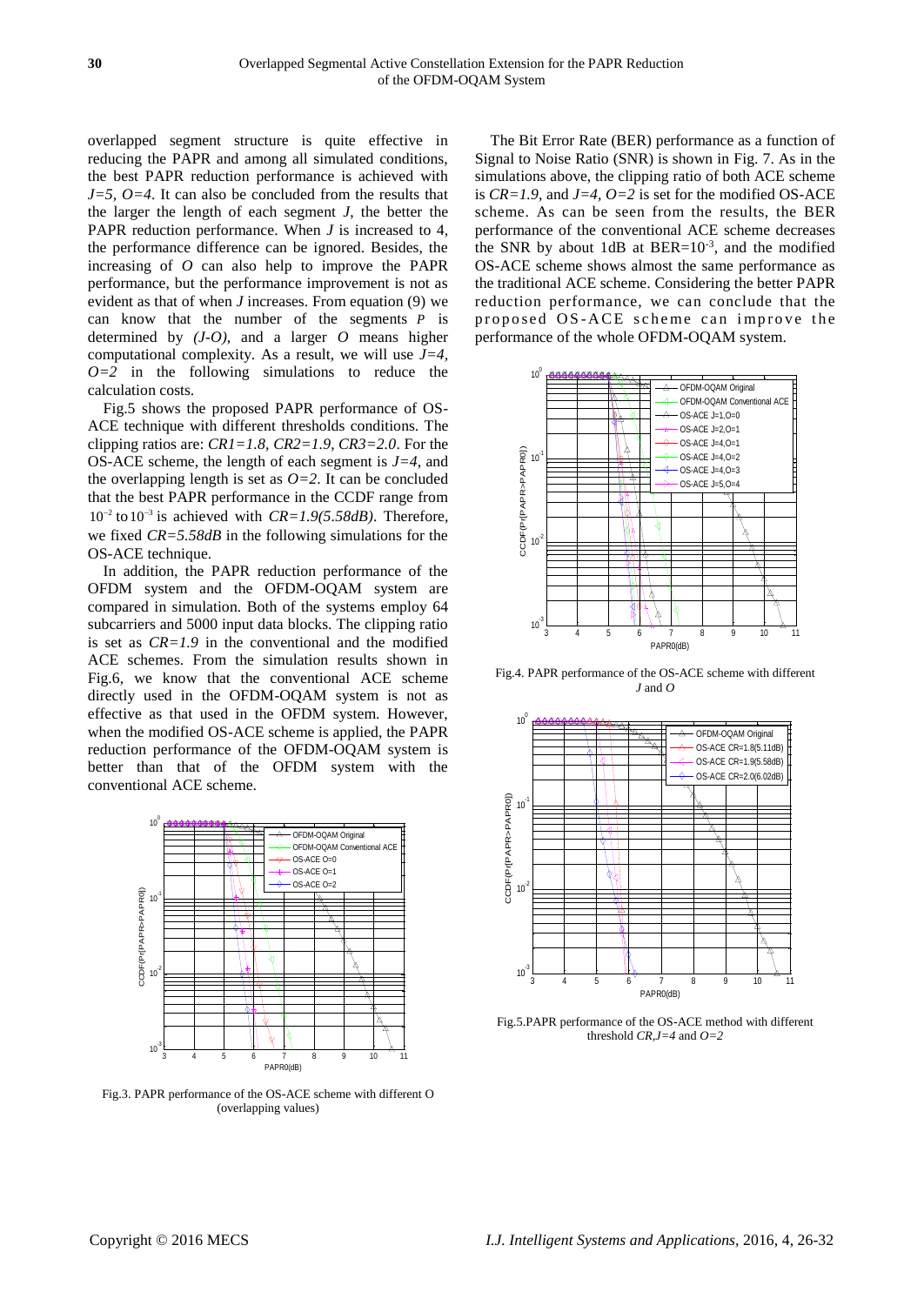overlapped segment structure is quite effective in reducing the PAPR and among all simulated conditions, the best PAPR reduction performance is achieved with $J=5$, $O=4$. It can also be concluded from the results that the larger the length of each segment $J$, the better the PAPR reduction performance. When $J$ is increased to 4, the performance difference can be ignored. Besides, the increasing of $O$ can also help to improve the PAPR performance, but the performance improvement is not as evident as that of when $J$ increases. From equation (9) we can know that the number of the segments $P$ is determined by $(J-O)$, and a larger $O$ means higher computational complexity. As a result, we will use $J=4$, $O=2$ in the following simulations to reduce the calculation costs.

Fig.5 shows the proposed PAPR performance of OS-ACE technique with different thresholds conditions. The clipping ratios are: $CR1=1.8$, $CR2=1.9$, $CR3=2.0$. For the OS-ACE scheme, the length of each segment is $J=4$, and the overlapping length is set as $O=2$. It can be concluded that the best PAPR performance in the CCDF range from $10^{-2}$ to $10^{-3}$ is achieved with $CR=1.9(5.58dB)$. Therefore, we fixed $CR=5.58dB$ in the following simulations for the OS-ACE technique.

In addition, the PAPR reduction performance of the OFDM system and the OFDM-OQAM system are compared in simulation. Both of the systems employ 64 subcarriers and 5000 input data blocks. The clipping ratio is set as $CR=1.9$ in the conventional and the modified ACE schemes. From the simulation results shown in Fig.6, we know that the conventional ACE scheme directly used in the OFDM-OQAM system is not as effective as that used in the OFDM system. However, when the modified OS-ACE scheme is applied, the PAPR reduction performance of the OFDM-OQAM system is better than that of the OFDM system with the conventional ACE scheme.

Fig.3. PAPR performance of the OS-ACE scheme with different O (overlapping values)

The Bit Error Rate (BER) performance as a function of Signal to Noise Ratio (SNR) is shown in Fig. 7. As in the simulations above, the clipping ratio of both ACE scheme is $CR=1.9$, and $J=4$, $O=2$ is set for the modified OS-ACE scheme. As can be seen from the results, the BER performance of the conventional ACE scheme decreases the SNR by about 1dB at $BER=10^{-3}$, and the modified OS-ACE scheme shows almost the same performance as the traditional ACE scheme. Considering the better PAPR reduction performance, we can conclude that the proposed OS-ACE scheme can improve the performance of the whole OFDM-OQAM system.

Fig.4. PAPR performance of the OS-ACE scheme with different $J$ and $O$

Fig.5.PAPR performance of the OS-ACE method with different threshold $CR$,$J=4$ and $O=2$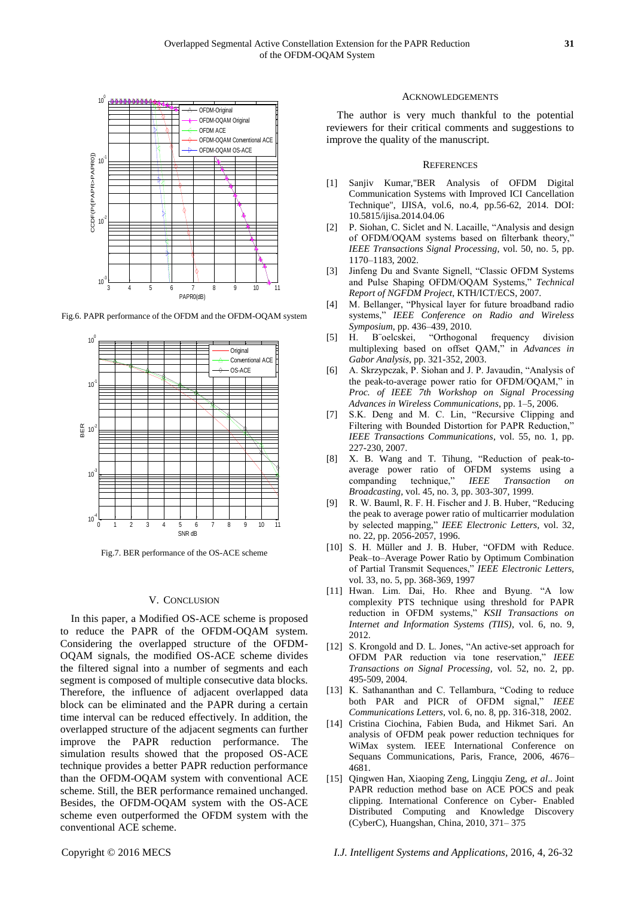10^0

10^-1

10^-2

10^-3

3 4 5 6 7 8 9 10 11

PAPR0(dB)

CCDF(Pr[PAPR>PAPR0])

OFDM-Original

OFDM-OQAM Original

OFDM ACE

OFDM-OQAM Conventional ACE

OFDM-OQAM OS-ACE

Fig.6. PAPR performance of the OFDM and the OFDM-OQAM system

10^0

10^-1

10^-2

10^-3

10^-4

0 1 2 3 4 5 6 7 8 9 10 11

SNR dB

BER

Original

Conventional ACE

OS-ACE

Fig.7. BER performance of the OS-ACE scheme

## V. Conclusion

In this paper, a Modified OS-ACE scheme is proposed to reduce the PAPR of the OFDM-OQAM system. Considering the overlapped structure of the OFDM-OQAM signals, the modified OS-ACE scheme divides the filtered signal into a number of segments and each segment is composed of multiple consecutive data blocks. Therefore, the influence of adjacent overlapped data block can be eliminated and the PAPR during a certain time interval can be reduced effectively. In addition, the overlapped structure of the adjacent segments can further improve the PAPR reduction performance. The simulation results showed that the proposed OS-ACE technique provides a better PAPR reduction performance than the OFDM-OQAM system with conventional ACE scheme. Still, the BER performance remained unchanged. Besides, the OFDM-OQAM system with the OS-ACE scheme even outperformed the OFDM system with the conventional ACE scheme.

## Acknowledgements

The author is very much thankful to the potential reviewers for their critical comments and suggestions to improve the quality of the manuscript.

## References

[1] Sanjiv Kumar,"BER Analysis of OFDM Digital Communication Systems with Improved ICI Cancellation Technique", IJISA, vol.6, no.4, pp.56-62, 2014. DOI: 10.5815/ijisa.2014.04.06

[2] P. Siohan, C. Siclet and N. Lacaille, "Analysis and design of OFDM/OQAM systems based on filterbank theory," *IEEE Transactions Signal Processing*, vol. 50, no. 5, pp. 1170–1183, 2002.

[3] Jinfeng Du and Svante Signell, "Classic OFDM Systems and Pulse Shaping OFDM/OQAM Systems," *Technical Report of NGFDM Project*, KTH/ICT/ECS, 2007.

[4] M. Bellanger, "Physical layer for future broadband radio systems," *IEEE Conference on Radio and Wireless Symposium*, pp. 436–439, 2010.

[5] H. B¨oelcskei, "Orthogonal frequency division multiplexing based on offset QAM," in *Advances in Gabor Analysis*, pp. 321-352, 2003.

[6] A. Skrzypczak, P. Siohan and J. P. Javaudin, "Analysis of the peak-to-average power ratio for OFDM/OQAM," in *Proc. of IEEE 7th Workshop on Signal Processing Advances in Wireless Communications*, pp. 1–5, 2006.

[7] S.K. Deng and M. C. Lin, "Recursive Clipping and Filtering with Bounded Distortion for PAPR Reduction," *IEEE Transactions Communications*, vol. 55, no. 1, pp. 227-230, 2007.

[8] X. B. Wang and T. Tihung, "Reduction of peak-to-average power ratio of OFDM systems using a companding technique," *IEEE Transaction on Broadcasting*, vol. 45, no. 3, pp. 303-307, 1999.

[9] R. W. Bauml, R. F. H. Fischer and J. B. Huber, "Reducing the peak to average power ratio of multicarrier modulation by selected mapping," *IEEE Electronic Letters*, vol. 32, no. 22, pp. 2056-2057, 1996.

[10] S. H. Müller and J. B. Huber, "OFDM with Reduce. Peak–to–Average Power Ratio by Optimum Combination of Partial Transmit Sequences," *IEEE Electronic Letters*, vol. 33, no. 5, pp. 368-369, 1997

[11] Hwan. Lim. Dai, Ho. Rhee and Byung. "A low complexity PTS technique using threshold for PAPR reduction in OFDM systems," *KSII Transactions on Internet and Information Systems (TIIS)*, vol. 6, no. 9, 2012.

[12] S. Krongold and D. L. Jones, "An active-set approach for OFDM PAR reduction via tone reservation," *IEEE Transactions on Signal Processing*, vol. 52, no. 2, pp. 495-509, 2004.

[13] K. Sathananthan and C. Tellambura, "Coding to reduce both PAR and PICR of OFDM signal," *IEEE Communications Letters*, vol. 6, no. 8, pp. 316-318, 2002.

[14] Cristina Ciochina, Fabien Buda, and Hikmet Sari. An analysis of OFDM peak power reduction techniques for WiMax system. IEEE International Conference on Sequans Communications, Paris, France, 2006, 4676–4681.

[15] Qingwen Han, Xiaoping Zeng, Lingqiu Zeng, *et al*.. Joint PAPR reduction method base on ACE POCS and peak clipping. International Conference on Cyber- Enabled Distributed Computing and Knowledge Discovery (CyberC), Huangshan, China, 2010, 371– 375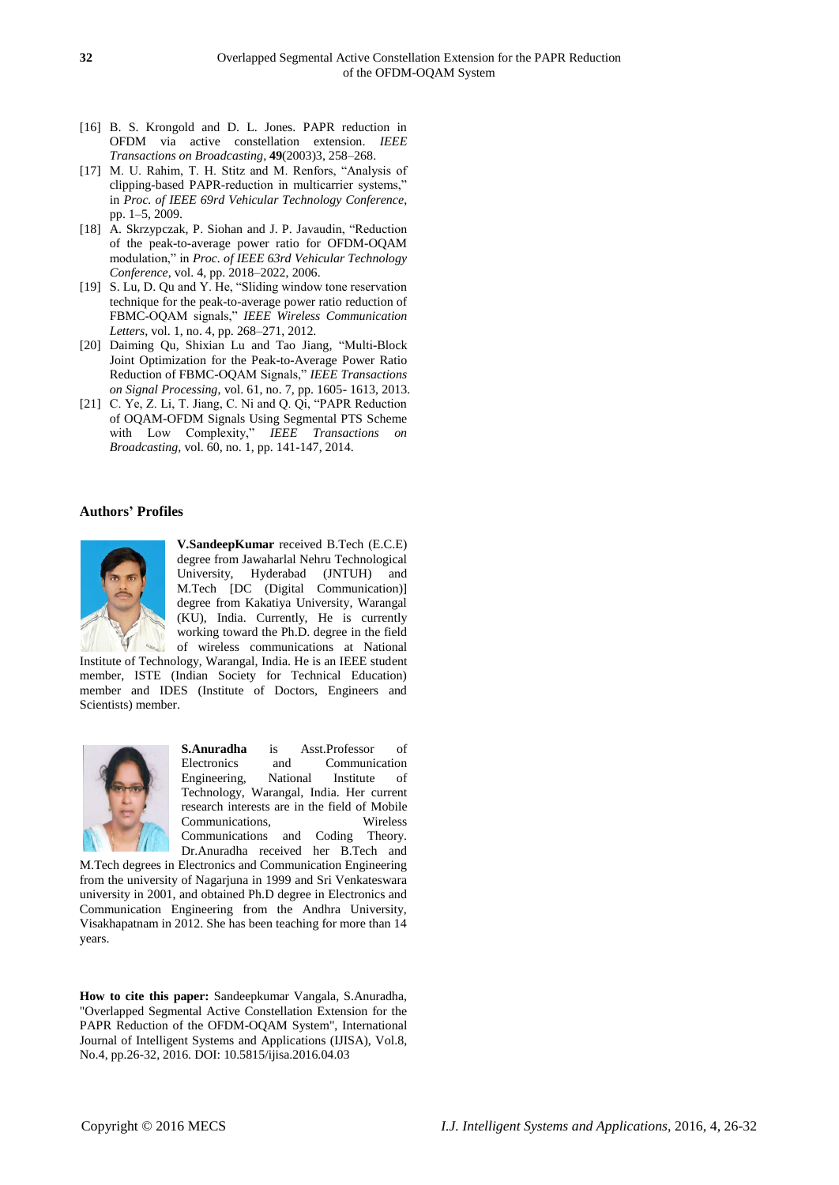[16] B. S. Krongold and D. L. Jones. PAPR reduction in OFDM via active constellation extension. *IEEE Transactions on Broadcasting*, **49**(2003)3, 258–268.

[17] M. U. Rahim, T. H. Stitz and M. Renfors, "Analysis of clipping-based PAPR-reduction in multicarrier systems," in *Proc. of IEEE 69rd Vehicular Technology Conference*, pp. 1–5, 2009.

[18] A. Skrzypczak, P. Siohan and J. P. Javaudin, "Reduction of the peak-to-average power ratio for OFDM-OQAM modulation," in *Proc. of IEEE 63rd Vehicular Technology Conference*, vol. 4, pp. 2018–2022, 2006.

[19] S. Lu, D. Qu and Y. He, "Sliding window tone reservation technique for the peak-to-average power ratio reduction of FBMC-OQAM signals," *IEEE Wireless Communication Letters*, vol. 1, no. 4, pp. 268–271, 2012.

[20] Daiming Qu, Shixian Lu and Tao Jiang, "Multi-Block Joint Optimization for the Peak-to-Average Power Ratio Reduction of FBMC-OQAM Signals," *IEEE Transactions on Signal Processing*, vol. 61, no. 7, pp. 1605- 1613, 2013.

[21] C. Ye, Z. Li, T. Jiang, C. Ni and Q. Qi, "PAPR Reduction of OQAM-OFDM Signals Using Segmental PTS Scheme with Low Complexity," *IEEE Transactions on Broadcasting*, vol. 60, no. 1, pp. 141-147, 2014.

### Authors' Profiles

**V.SandeepKumar** received B.Tech (E.C.E) degree from Jawaharlal Nehru Technological University, Hyderabad (JNTUH) and M.Tech [DC (Digital Communication)] degree from Kakatiya University, Warangal (KU), India. Currently, He is currently working toward the Ph.D. degree in the field of wireless communications at National Institute of Technology, Warangal, India. He is an IEEE student member, ISTE (Indian Society for Technical Education) member and IDES (Institute of Doctors, Engineers and Scientists) member.

**S.Anuradha** is Asst.Professor of Electronics and Communication Engineering, National Institute of Technology, Warangal, India. Her current research interests are in the field of Mobile Communications, Wireless Communications and Coding Theory. Dr.Anuradha received her B.Tech and M.Tech degrees in Electronics and Communication Engineering from the university of Nagarjuna in 1999 and Sri Venkateswara university in 2001, and obtained Ph.D degree in Electronics and Communication Engineering from the Andhra University, Visakhapatnam in 2012. She has been teaching for more than 14 years.

**How to cite this paper:** Sandeepkumar Vangala, S.Anuradha, "Overlapped Segmental Active Constellation Extension for the PAPR Reduction of the OFDM-OQAM System", International Journal of Intelligent Systems and Applications (IJISA), Vol.8, No.4, pp.26-32, 2016. DOI: 10.5815/ijisa.2016.04.03